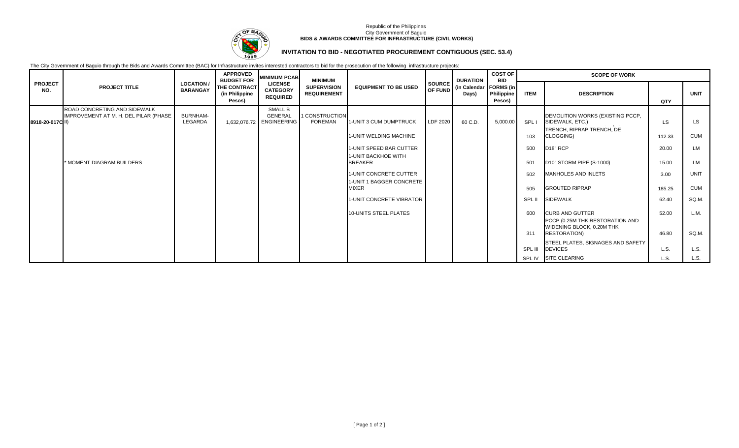Republic of the Philippines
City Government of Baguio
**BIDS & AWARDS COMMITTEE FOR INFRASTRUCTURE (CIVIL WORKS)**

## INVITATION TO BID - NEGOTIATED PROCUREMENT CONTIGUOUS (SEC. 53.4)

The City Government of Baguio through the Bids and Awards Committee (BAC) for Infrastructure invites interested contractors to bid for the prosecution of the following infrastructure projects:

| PROJECT NO. | PROJECT TITLE | LOCATION / BARANGAY | APPROVED BUDGET FOR THE CONTRACT (in Philippine Pesos) | MINIMUM PCAB LICENSE CATEGORY REQUIRED | MINIMUM SUPERVISION REQUIREMENT | EQUIPMENT TO BE USED | SOURCE OF FUND | DURATION (in Calendar Days) | COST OF BID FORMS (in Philippine Pesos) | SCOPE OF WORK | | | |
|---|---|---|---|---|---|---|---|---|---|---|---|---|---|
| | | | | | | | | | | ITEM | DESCRIPTION | QTY | UNIT |
| 8918-20-017C | ROAD CONCRETING AND SIDEWALK IMPROVEMENT AT M. H. DEL PILAR (PHASE II) | BURNHAM-LEGARDA | 1,632,076.72 | SMALL B GENERAL ENGINEERING | 1 CONSTRUCTION FOREMAN | 1-UNIT 3 CUM DUMPTRUCK | LDF 2020 | 60 C.D. | 5,000.00 | SPL I | DEMOLITION WORKS (EXISTING PCCP, SIDEWALK, ETC.) | LS | LS |
| | | | | | | 1-UNIT WELDING MACHINE | | | | 103 | TRENCH, RIPRAP TRENCH, DE CLOGGING) | 112.33 | CUM |
| | | | | | | 1-UNIT SPEED BAR CUTTER | | | | 500 | D18" RCP | 20.00 | LM |
| | * MOMENT DIAGRAM BUILDERS | | | | | 1-UNIT BACKHOE WITH BREAKER | | | | 501 | D10" STORM PIPE (S-1000) | 15.00 | LM |
| | | | | | | 1-UNIT CONCRETE CUTTER | | | | 502 | MANHOLES AND INLETS | 3.00 | UNIT |
| | | | | | | 1-UNIT 1 BAGGER CONCRETE MIXER | | | | 505 | GROUTED RIPRAP | 185.25 | CUM |
| | | | | | | 1-UNIT CONCRETE VIBRATOR | | | | SPL II | SIDEWALK | 62.40 | SQ.M. |
| | | | | | | 10-UNITS STEEL PLATES | | | | 600 | CURB AND GUTTER | 52.00 | L.M. |
| | | | | | | | | | | 311 | PCCP (0.25M THK RESTORATION AND WIDENING BLOCK, 0.20M THK RESTORATION) | 46.80 | SQ.M. |
| | | | | | | | | | | SPL III | STEEL PLATES, SIGNAGES AND SAFETY DEVICES | L.S. | L.S. |
| | | | | | | | | | | SPL IV | SITE CLEARING | L.S. | L.S. |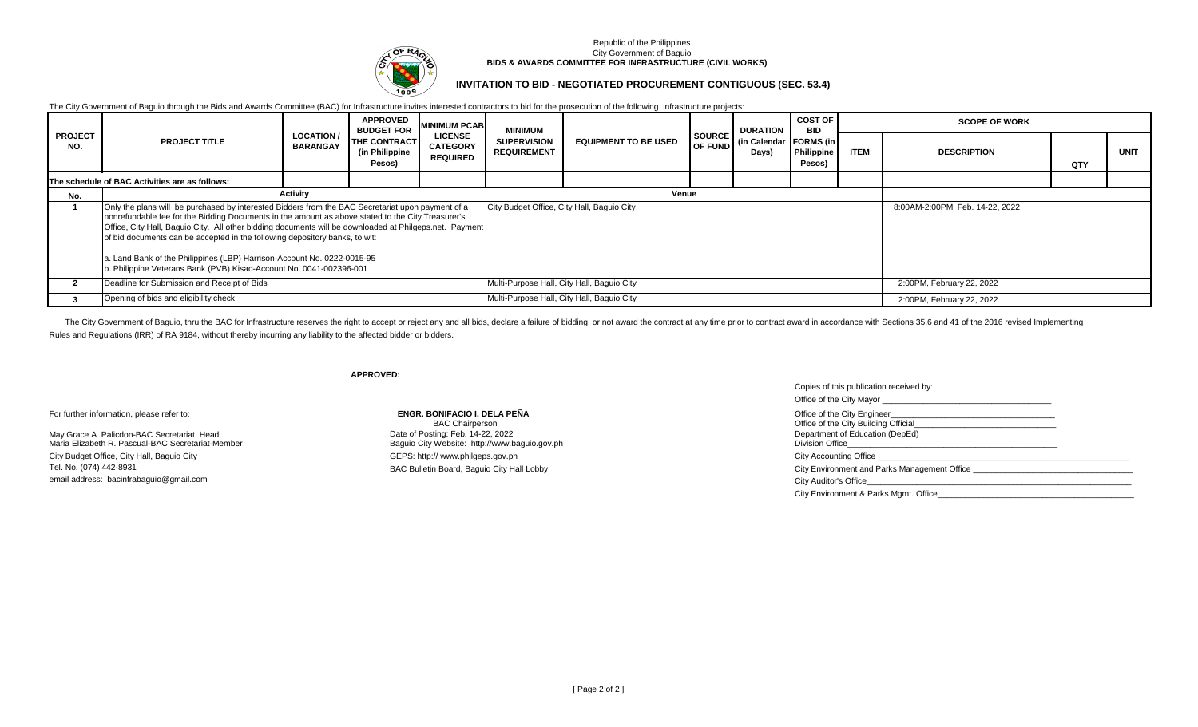Republic of the Philippines
City Government of Baguio
**BIDS & AWARDS COMMITTEE FOR INFRASTRUCTURE (CIVIL WORKS)**

## INVITATION TO BID - NEGOTIATED PROCUREMENT CONTIGUOUS (SEC. 53.4)

The City Government of Baguio through the Bids and Awards Committee (BAC) for Infrastructure invites interested contractors to bid for the prosecution of the following infrastructure projects:

| PROJECT NO. | PROJECT TITLE | LOCATION / BARANGAY | APPROVED BUDGET FOR THE CONTRACT (in Philippine Pesos) | MINIMUM PCAB LICENSE CATEGORY REQUIRED | MINIMUM SUPERVISION REQUIREMENT | EQUIPMENT TO BE USED | SOURCE OF FUND | DURATION (in Calendar Days) | COST OF BID FORMS (in Philippine Pesos) | SCOPE OF WORK | | | |
|---|---|---|---|---|---|---|---|---|---|---|---|---|---|
| | | | | | | | | | | ITEM | DESCRIPTION | QTY | UNIT |

The schedule of BAC Activities are as follows:

| No. | Activity | Venue | Schedule |
|---|---|---|---|
| 1 | Only the plans will be purchased by interested Bidders from the BAC Secretariat upon payment of a nonrefundable fee for the Bidding Documents in the amount as above stated to the City Treasurer's Office, City Hall, Baguio City. All other bidding documents will be downloaded at Philgeps.net. Payment of bid documents can be accepted in the following depository banks, to wit:<br><br>a. Land Bank of the Philippines (LBP) Harrison-Account No. 0222-0015-95<br>b. Philippine Veterans Bank (PVB) Kisad-Account No. 0041-002396-001 | City Budget Office, City Hall, Baguio City | 8:00AM-2:00PM, Feb. 14-22, 2022 |
| 2 | Deadline for Submission and Receipt of Bids | Multi-Purpose Hall, City Hall, Baguio City | 2:00PM, February 22, 2022 |
| 3 | Opening of bids and eligibility check | Multi-Purpose Hall, City Hall, Baguio City | 2:00PM, February 22, 2022 |

The City Government of Baguio, thru the BAC for Infrastructure reserves the right to accept or reject any and all bids, declare a failure of bidding, or not award the contract at any time prior to contract award in accordance with Sections 35.6 and 41 of the 2016 revised Implementing Rules and Regulations (IRR) of RA 9184, without thereby incurring any liability to the affected bidder or bidders.

**APPROVED:**

**ENGR. BONIFACIO I. DELA PEÑA**
BAC Chairperson

Date of Posting: Feb. 14-22, 2022
Baguio City Website: http://www.baguio.gov.ph
GEPS: http:// www.philgeps.gov.ph
BAC Bulletin Board, Baguio City Hall Lobby

For further information, please refer to:

May Grace A. Palicdon-BAC Secretariat, Head
Maria Elizabeth R. Pascual-BAC Secretariat-Member
City Budget Office, City Hall, Baguio City
Tel. No. (074) 442-8931
email address: bacinfrabaguio@gmail.com

Copies of this publication received by:

Office of the City Mayor ____________________
Office of the City Engineer____________________
Office of the City Building Official____________________
Department of Education (DepEd) Division Office____________________
City Accounting Office ____________________
City Environment and Parks Management Office ____________________
City Auditor's Office____________________
City Environment & Parks Mgmt. Office____________________